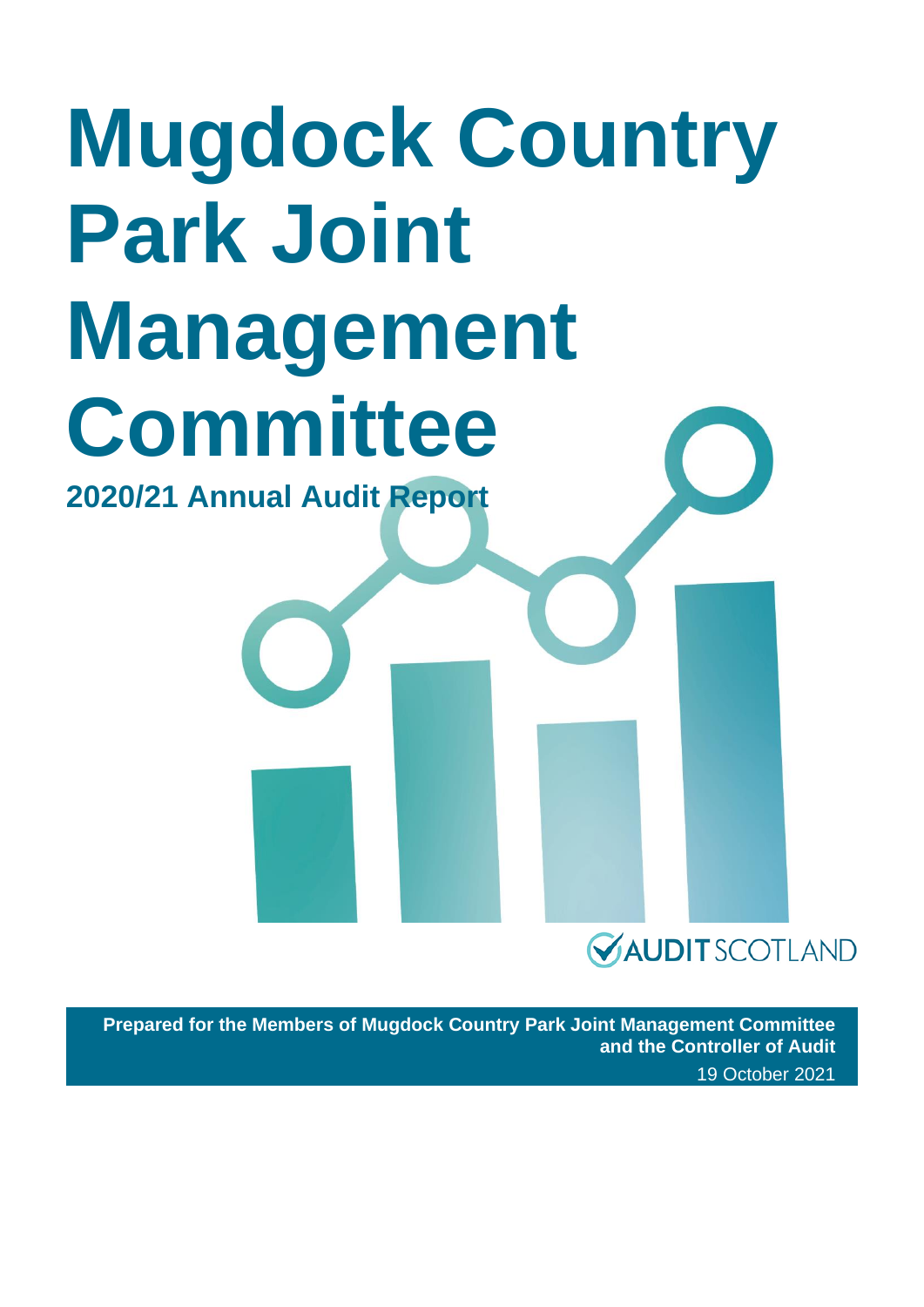# Mugdock Country Park Joint Management Committee

## 2020/21 Annual Audit Report

AUDIT SCOTLAND

**Prepared for the Members of Mugdock Country Park Joint Management Committee and the Controller of Audit**

19 October 2021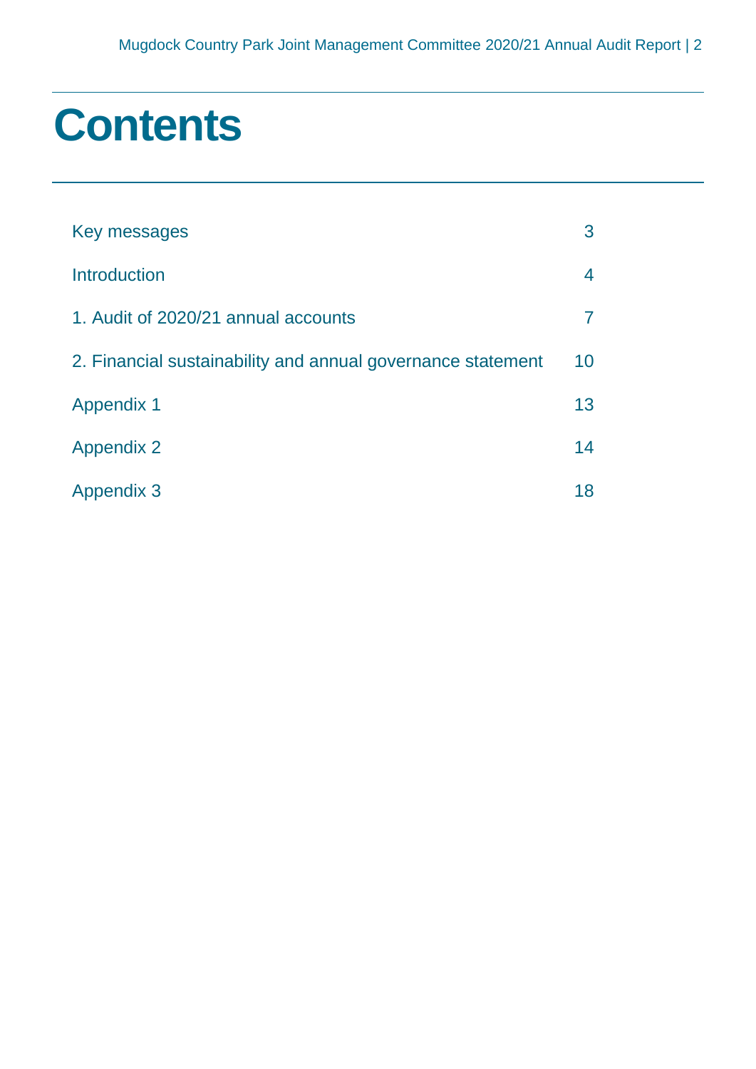# Contents

| | |
|---|---|
| Key messages | 3 |
| Introduction | 4 |
| 1. Audit of 2020/21 annual accounts | 7 |
| 2. Financial sustainability and annual governance statement | 10 |
| Appendix 1 | 13 |
| Appendix 2 | 14 |
| Appendix 3 | 18 |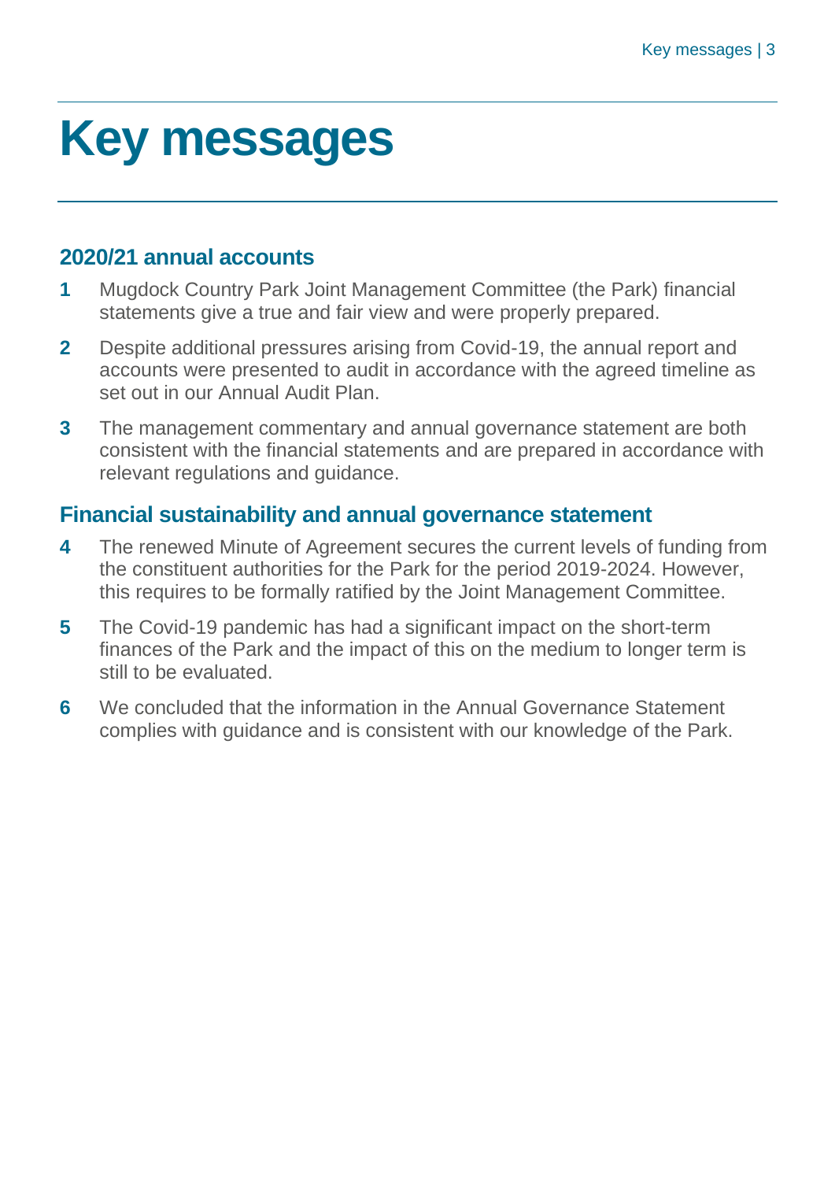# Key messages

## 2020/21 annual accounts

1. Mugdock Country Park Joint Management Committee (the Park) financial statements give a true and fair view and were properly prepared.
2. Despite additional pressures arising from Covid-19, the annual report and accounts were presented to audit in accordance with the agreed timeline as set out in our Annual Audit Plan.
3. The management commentary and annual governance statement are both consistent with the financial statements and are prepared in accordance with relevant regulations and guidance.

## Financial sustainability and annual governance statement

4. The renewed Minute of Agreement secures the current levels of funding from the constituent authorities for the Park for the period 2019-2024. However, this requires to be formally ratified by the Joint Management Committee.
5. The Covid-19 pandemic has had a significant impact on the short-term finances of the Park and the impact of this on the medium to longer term is still to be evaluated.
6. We concluded that the information in the Annual Governance Statement complies with guidance and is consistent with our knowledge of the Park.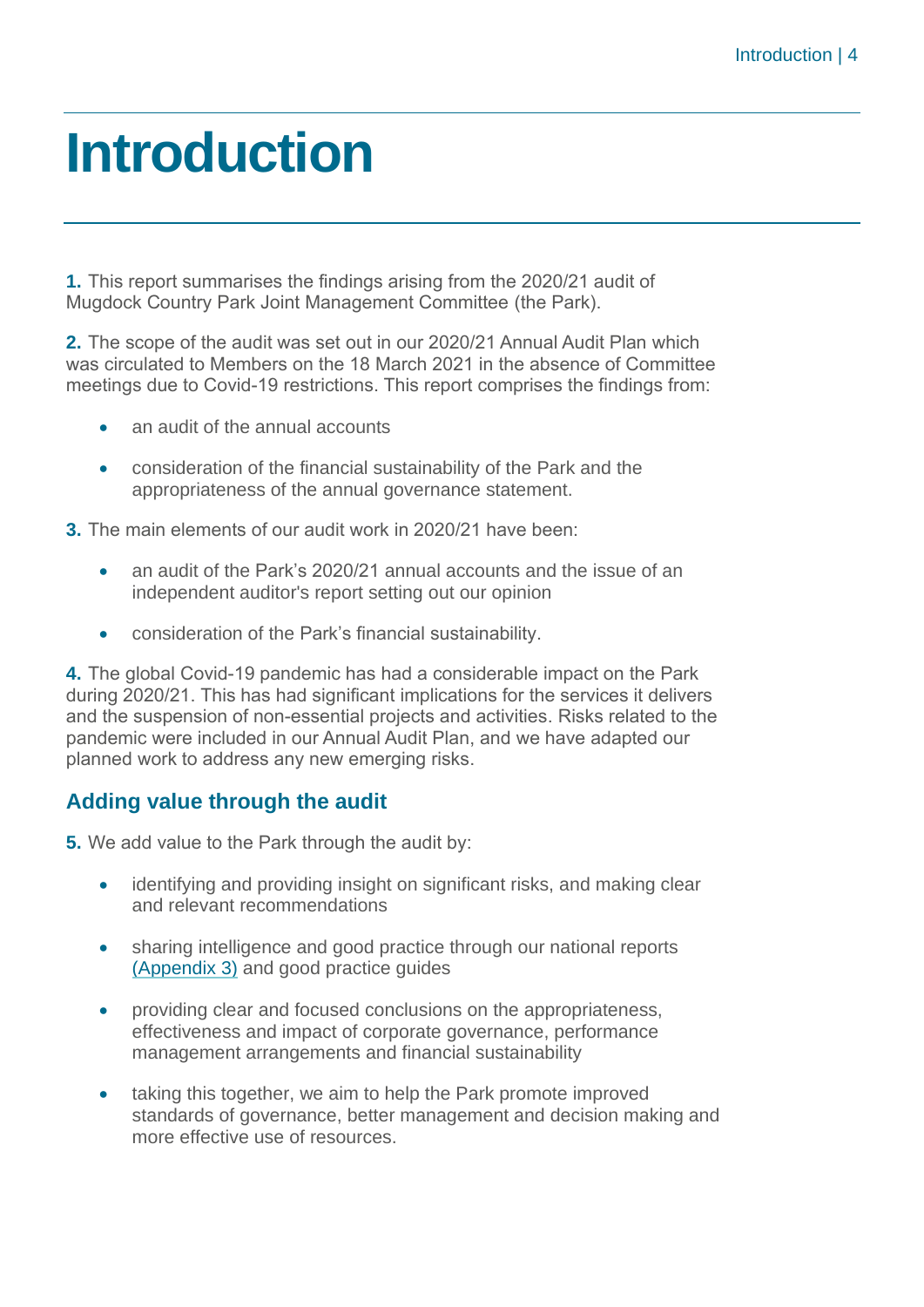# Introduction

**1.** This report summarises the findings arising from the 2020/21 audit of Mugdock Country Park Joint Management Committee (the Park).

**2.** The scope of the audit was set out in our 2020/21 Annual Audit Plan which was circulated to Members on the 18 March 2021 in the absence of Committee meetings due to Covid-19 restrictions. This report comprises the findings from:

- an audit of the annual accounts
- consideration of the financial sustainability of the Park and the appropriateness of the annual governance statement.

**3.** The main elements of our audit work in 2020/21 have been:

- an audit of the Park's 2020/21 annual accounts and the issue of an independent auditor's report setting out our opinion
- consideration of the Park's financial sustainability.

**4.** The global Covid-19 pandemic has had a considerable impact on the Park during 2020/21. This has had significant implications for the services it delivers and the suspension of non-essential projects and activities. Risks related to the pandemic were included in our Annual Audit Plan, and we have adapted our planned work to address any new emerging risks.

## Adding value through the audit

**5.** We add value to the Park through the audit by:

- identifying and providing insight on significant risks, and making clear and relevant recommendations
- sharing intelligence and good practice through our national reports (Appendix 3) and good practice guides
- providing clear and focused conclusions on the appropriateness, effectiveness and impact of corporate governance, performance management arrangements and financial sustainability
- taking this together, we aim to help the Park promote improved standards of governance, better management and decision making and more effective use of resources.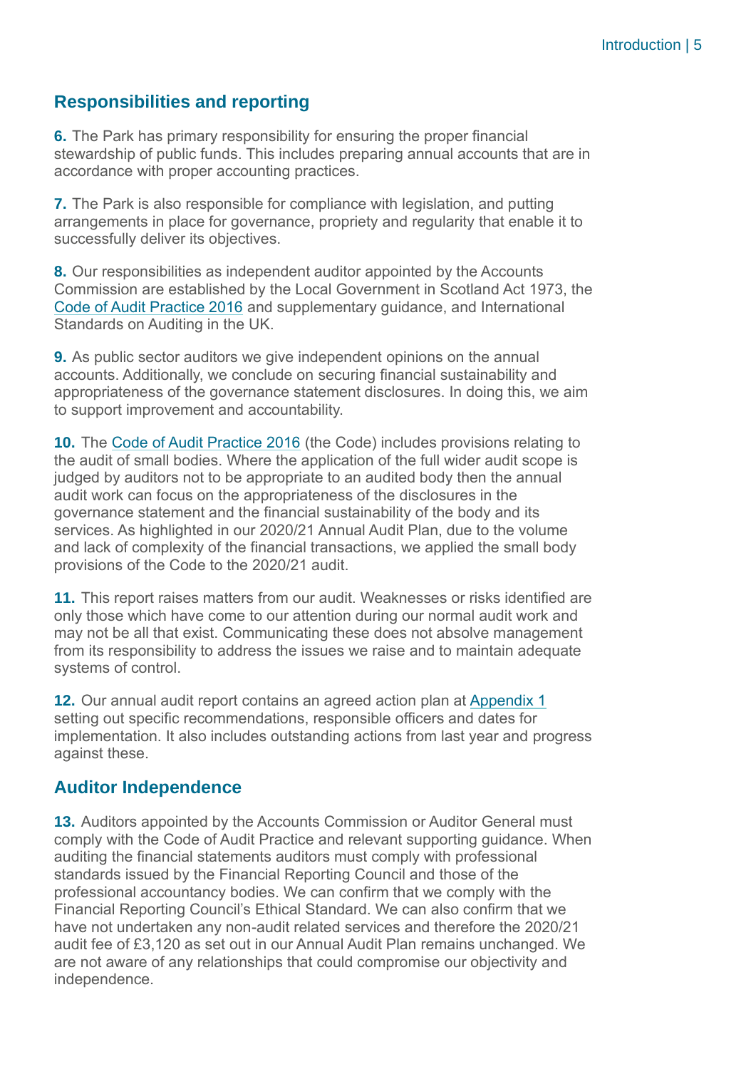## Responsibilities and reporting

**6.** The Park has primary responsibility for ensuring the proper financial stewardship of public funds. This includes preparing annual accounts that are in accordance with proper accounting practices.

**7.** The Park is also responsible for compliance with legislation, and putting arrangements in place for governance, propriety and regularity that enable it to successfully deliver its objectives.

**8.** Our responsibilities as independent auditor appointed by the Accounts Commission are established by the Local Government in Scotland Act 1973, the Code of Audit Practice 2016 and supplementary guidance, and International Standards on Auditing in the UK.

**9.** As public sector auditors we give independent opinions on the annual accounts. Additionally, we conclude on securing financial sustainability and appropriateness of the governance statement disclosures. In doing this, we aim to support improvement and accountability.

**10.** The Code of Audit Practice 2016 (the Code) includes provisions relating to the audit of small bodies. Where the application of the full wider audit scope is judged by auditors not to be appropriate to an audited body then the annual audit work can focus on the appropriateness of the disclosures in the governance statement and the financial sustainability of the body and its services. As highlighted in our 2020/21 Annual Audit Plan, due to the volume and lack of complexity of the financial transactions, we applied the small body provisions of the Code to the 2020/21 audit.

**11.** This report raises matters from our audit. Weaknesses or risks identified are only those which have come to our attention during our normal audit work and may not be all that exist. Communicating these does not absolve management from its responsibility to address the issues we raise and to maintain adequate systems of control.

**12.** Our annual audit report contains an agreed action plan at Appendix 1 setting out specific recommendations, responsible officers and dates for implementation. It also includes outstanding actions from last year and progress against these.

## Auditor Independence

**13.** Auditors appointed by the Accounts Commission or Auditor General must comply with the Code of Audit Practice and relevant supporting guidance. When auditing the financial statements auditors must comply with professional standards issued by the Financial Reporting Council and those of the professional accountancy bodies. We can confirm that we comply with the Financial Reporting Council's Ethical Standard. We can also confirm that we have not undertaken any non-audit related services and therefore the 2020/21 audit fee of £3,120 as set out in our Annual Audit Plan remains unchanged. We are not aware of any relationships that could compromise our objectivity and independence.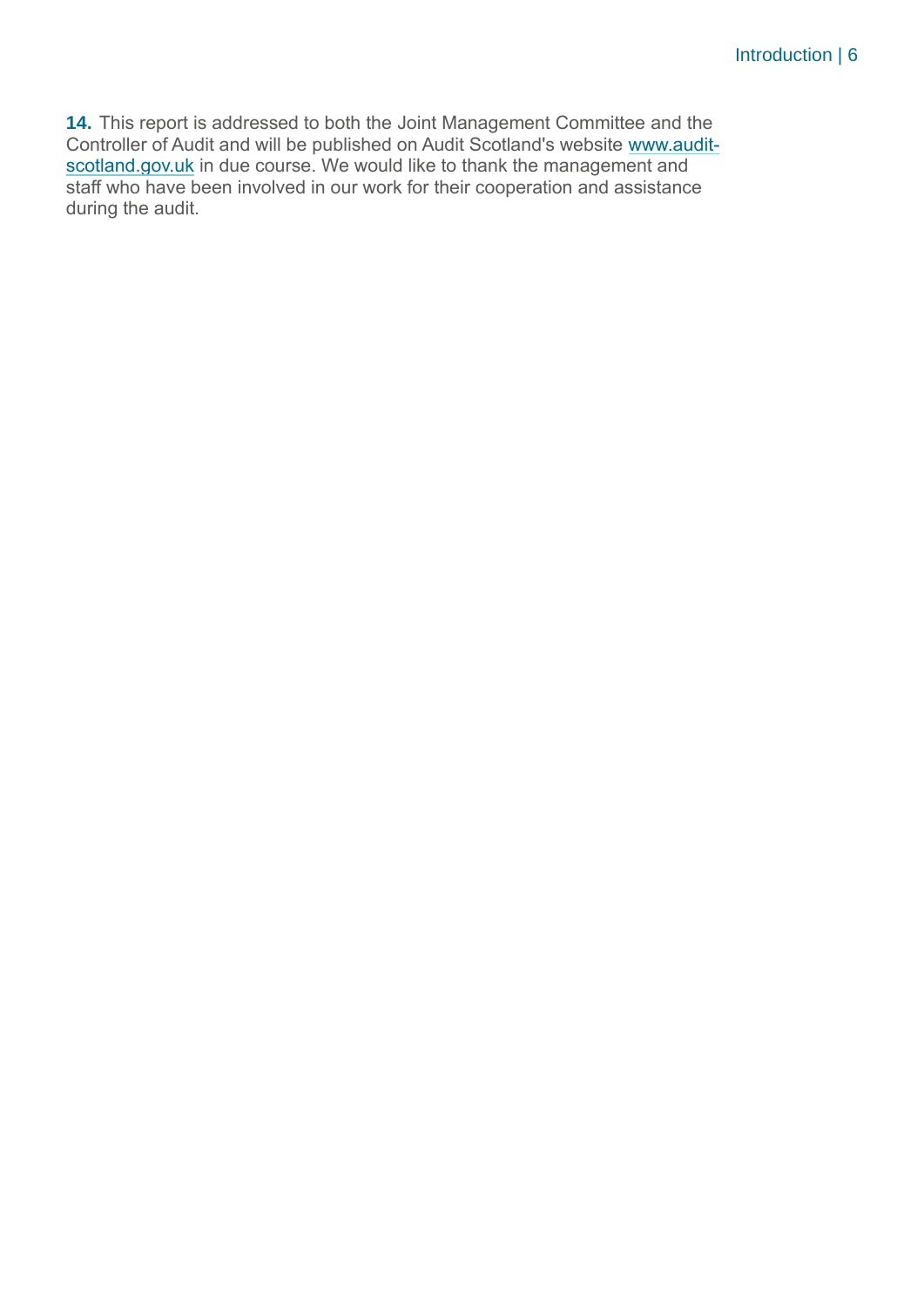**14.** This report is addressed to both the Joint Management Committee and the Controller of Audit and will be published on Audit Scotland's website [www.audit-scotland.gov.uk](http://www.audit-scotland.gov.uk) in due course. We would like to thank the management and staff who have been involved in our work for their cooperation and assistance during the audit.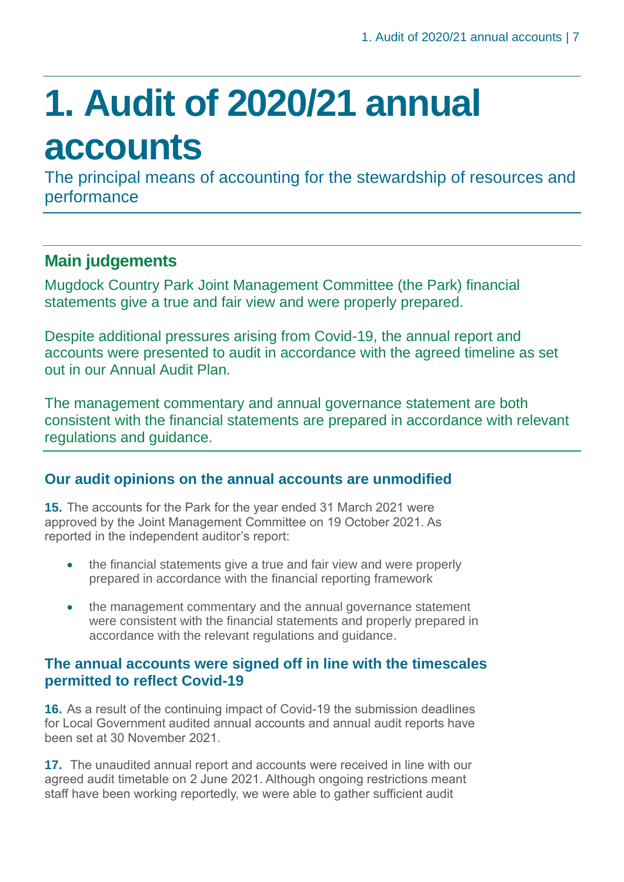# 1. Audit of 2020/21 annual accounts

The principal means of accounting for the stewardship of resources and performance

## Main judgements

Mugdock Country Park Joint Management Committee (the Park) financial statements give a true and fair view and were properly prepared.

Despite additional pressures arising from Covid-19, the annual report and accounts were presented to audit in accordance with the agreed timeline as set out in our Annual Audit Plan.

The management commentary and annual governance statement are both consistent with the financial statements are prepared in accordance with relevant regulations and guidance.

### Our audit opinions on the annual accounts are unmodified

**15.** The accounts for the Park for the year ended 31 March 2021 were approved by the Joint Management Committee on 19 October 2021. As reported in the independent auditor's report:

- the financial statements give a true and fair view and were properly prepared in accordance with the financial reporting framework
- the management commentary and the annual governance statement were consistent with the financial statements and properly prepared in accordance with the relevant regulations and guidance.

### The annual accounts were signed off in line with the timescales permitted to reflect Covid-19

**16.** As a result of the continuing impact of Covid-19 the submission deadlines for Local Government audited annual accounts and annual audit reports have been set at 30 November 2021.

**17.** The unaudited annual report and accounts were received in line with our agreed audit timetable on 2 June 2021. Although ongoing restrictions meant staff have been working reportedly, we were able to gather sufficient audit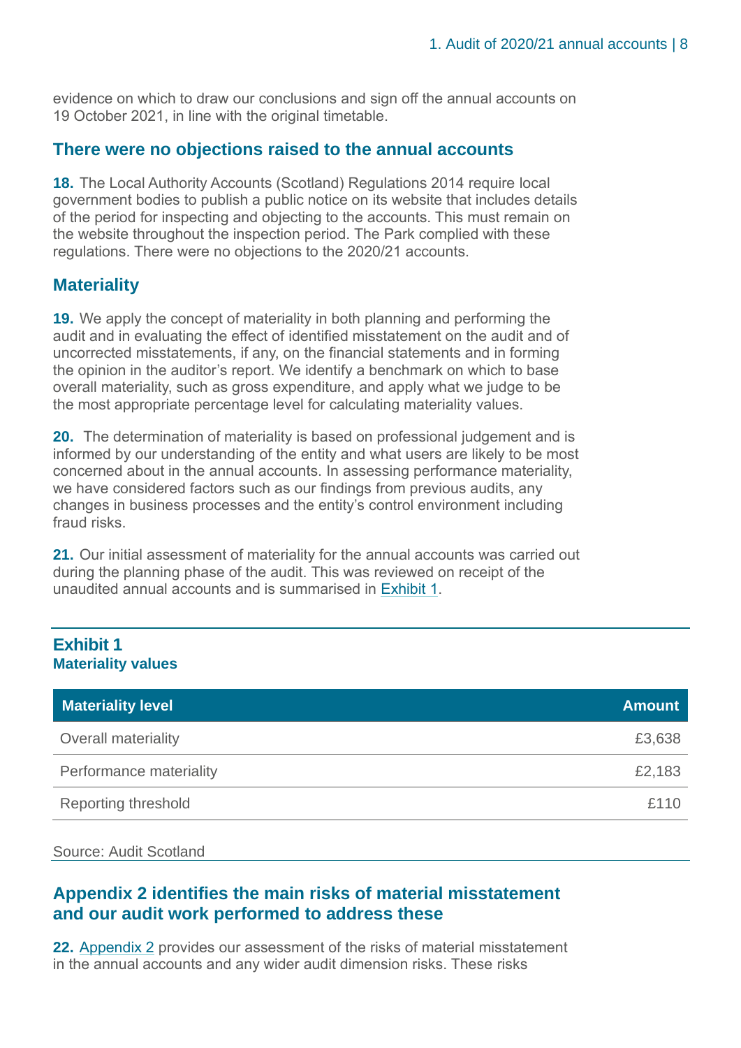evidence on which to draw our conclusions and sign off the annual accounts on 19 October 2021, in line with the original timetable.

## There were no objections raised to the annual accounts

**18.** The Local Authority Accounts (Scotland) Regulations 2014 require local government bodies to publish a public notice on its website that includes details of the period for inspecting and objecting to the accounts. This must remain on the website throughout the inspection period. The Park complied with these regulations. There were no objections to the 2020/21 accounts.

## Materiality

**19.** We apply the concept of materiality in both planning and performing the audit and in evaluating the effect of identified misstatement on the audit and of uncorrected misstatements, if any, on the financial statements and in forming the opinion in the auditor's report. We identify a benchmark on which to base overall materiality, such as gross expenditure, and apply what we judge to be the most appropriate percentage level for calculating materiality values.

**20.** The determination of materiality is based on professional judgement and is informed by our understanding of the entity and what users are likely to be most concerned about in the annual accounts. In assessing performance materiality, we have considered factors such as our findings from previous audits, any changes in business processes and the entity's control environment including fraud risks.

**21.** Our initial assessment of materiality for the annual accounts was carried out during the planning phase of the audit. This was reviewed on receipt of the unaudited annual accounts and is summarised in Exhibit 1.

### Exhibit 1
**Materiality values**

| Materiality level | Amount |
|---|---|
| Overall materiality | £3,638 |
| Performance materiality | £2,183 |
| Reporting threshold | £110 |

Source: Audit Scotland

## Appendix 2 identifies the main risks of material misstatement and our audit work performed to address these

**22.** Appendix 2 provides our assessment of the risks of material misstatement in the annual accounts and any wider audit dimension risks. These risks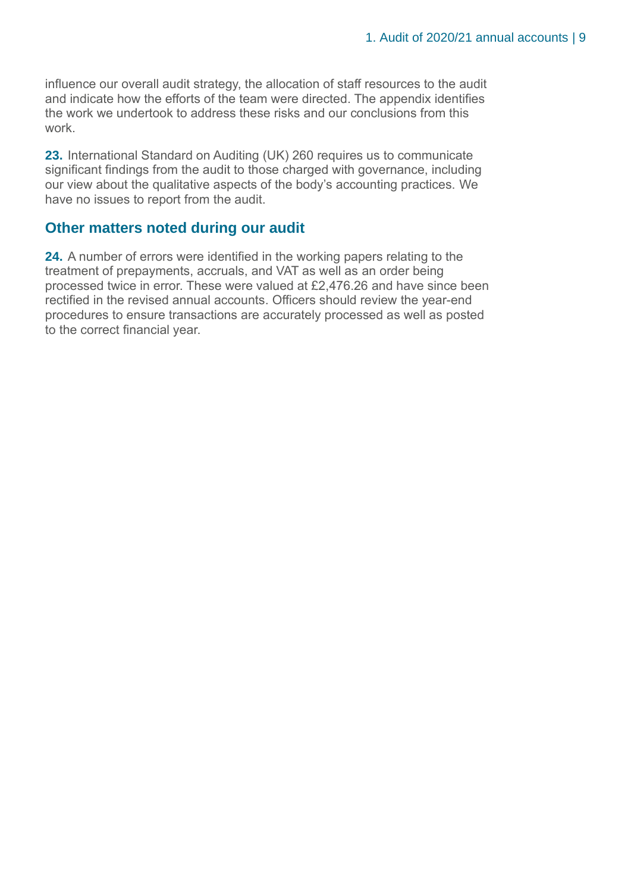influence our overall audit strategy, the allocation of staff resources to the audit and indicate how the efforts of the team were directed. The appendix identifies the work we undertook to address these risks and our conclusions from this work.

**23.** International Standard on Auditing (UK) 260 requires us to communicate significant findings from the audit to those charged with governance, including our view about the qualitative aspects of the body's accounting practices. We have no issues to report from the audit.

## Other matters noted during our audit

**24.** A number of errors were identified in the working papers relating to the treatment of prepayments, accruals, and VAT as well as an order being processed twice in error. These were valued at £2,476.26 and have since been rectified in the revised annual accounts. Officers should review the year-end procedures to ensure transactions are accurately processed as well as posted to the correct financial year.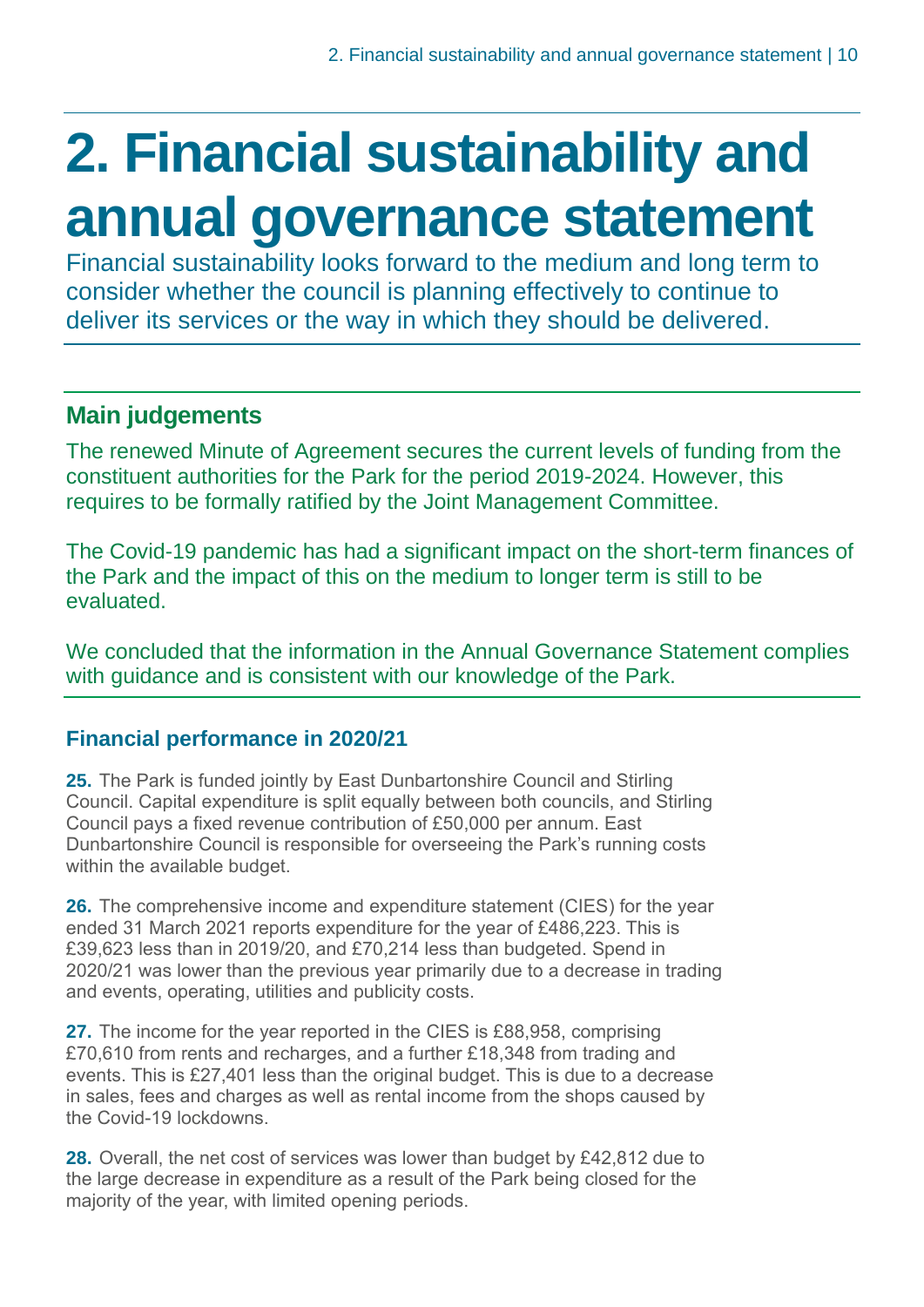# 2. Financial sustainability and annual governance statement

Financial sustainability looks forward to the medium and long term to consider whether the council is planning effectively to continue to deliver its services or the way in which they should be delivered.

## Main judgements

The renewed Minute of Agreement secures the current levels of funding from the constituent authorities for the Park for the period 2019-2024. However, this requires to be formally ratified by the Joint Management Committee.

The Covid-19 pandemic has had a significant impact on the short-term finances of the Park and the impact of this on the medium to longer term is still to be evaluated.

We concluded that the information in the Annual Governance Statement complies with guidance and is consistent with our knowledge of the Park.

### Financial performance in 2020/21

**25.** The Park is funded jointly by East Dunbartonshire Council and Stirling Council. Capital expenditure is split equally between both councils, and Stirling Council pays a fixed revenue contribution of £50,000 per annum. East Dunbartonshire Council is responsible for overseeing the Park's running costs within the available budget.

**26.** The comprehensive income and expenditure statement (CIES) for the year ended 31 March 2021 reports expenditure for the year of £486,223. This is £39,623 less than in 2019/20, and £70,214 less than budgeted. Spend in 2020/21 was lower than the previous year primarily due to a decrease in trading and events, operating, utilities and publicity costs.

**27.** The income for the year reported in the CIES is £88,958, comprising £70,610 from rents and recharges, and a further £18,348 from trading and events. This is £27,401 less than the original budget. This is due to a decrease in sales, fees and charges as well as rental income from the shops caused by the Covid-19 lockdowns.

**28.** Overall, the net cost of services was lower than budget by £42,812 due to the large decrease in expenditure as a result of the Park being closed for the majority of the year, with limited opening periods.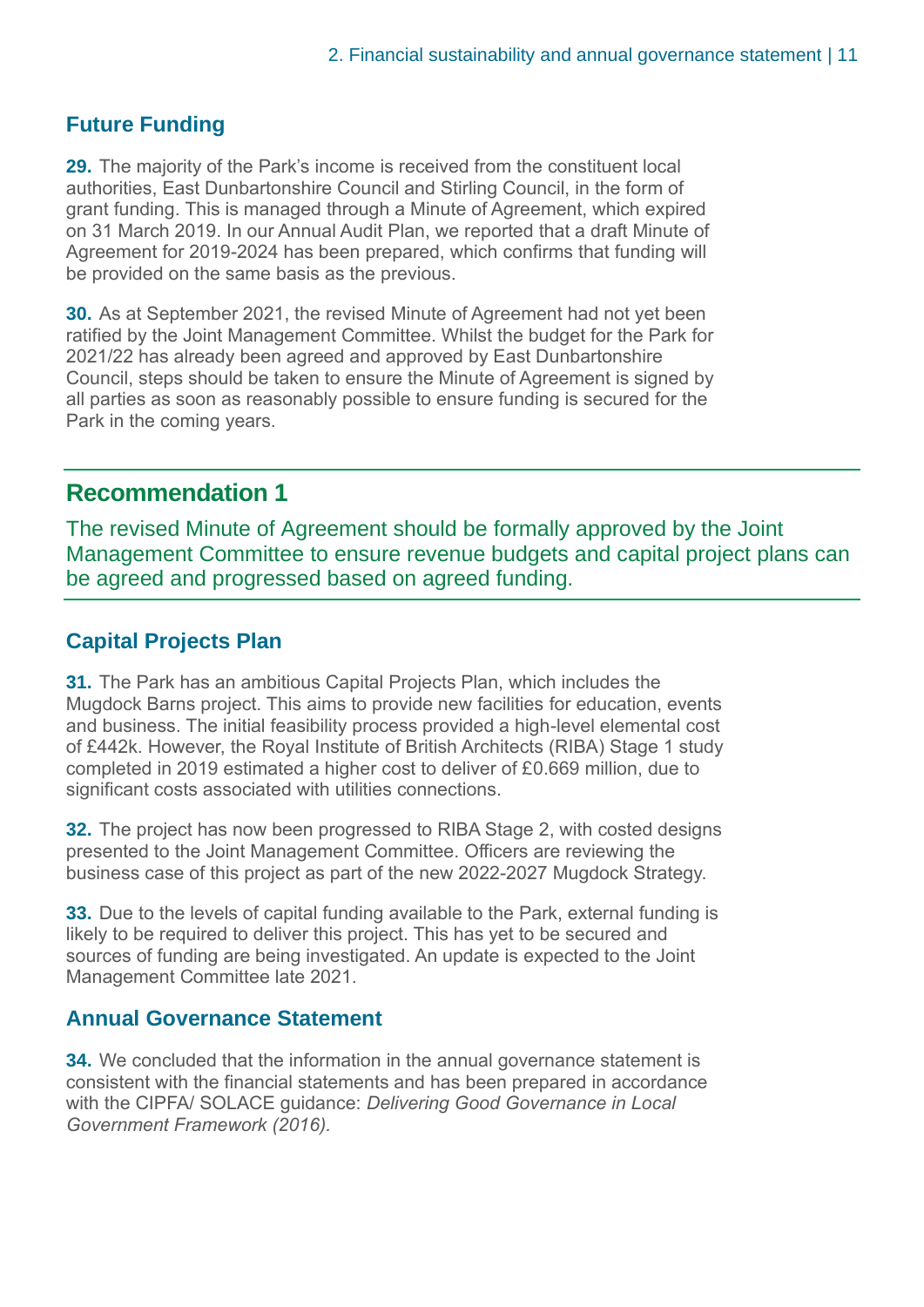## Future Funding

**29.** The majority of the Park's income is received from the constituent local authorities, East Dunbartonshire Council and Stirling Council, in the form of grant funding. This is managed through a Minute of Agreement, which expired on 31 March 2019. In our Annual Audit Plan, we reported that a draft Minute of Agreement for 2019-2024 has been prepared, which confirms that funding will be provided on the same basis as the previous.

**30.** As at September 2021, the revised Minute of Agreement had not yet been ratified by the Joint Management Committee. Whilst the budget for the Park for 2021/22 has already been agreed and approved by East Dunbartonshire Council, steps should be taken to ensure the Minute of Agreement is signed by all parties as soon as reasonably possible to ensure funding is secured for the Park in the coming years.

## Recommendation 1

The revised Minute of Agreement should be formally approved by the Joint Management Committee to ensure revenue budgets and capital project plans can be agreed and progressed based on agreed funding.

## Capital Projects Plan

**31.** The Park has an ambitious Capital Projects Plan, which includes the Mugdock Barns project. This aims to provide new facilities for education, events and business. The initial feasibility process provided a high-level elemental cost of £442k. However, the Royal Institute of British Architects (RIBA) Stage 1 study completed in 2019 estimated a higher cost to deliver of £0.669 million, due to significant costs associated with utilities connections.

**32.** The project has now been progressed to RIBA Stage 2, with costed designs presented to the Joint Management Committee. Officers are reviewing the business case of this project as part of the new 2022-2027 Mugdock Strategy.

**33.** Due to the levels of capital funding available to the Park, external funding is likely to be required to deliver this project. This has yet to be secured and sources of funding are being investigated. An update is expected to the Joint Management Committee late 2021.

## Annual Governance Statement

**34.** We concluded that the information in the annual governance statement is consistent with the financial statements and has been prepared in accordance with the CIPFA/ SOLACE guidance: *Delivering Good Governance in Local Government Framework (2016).*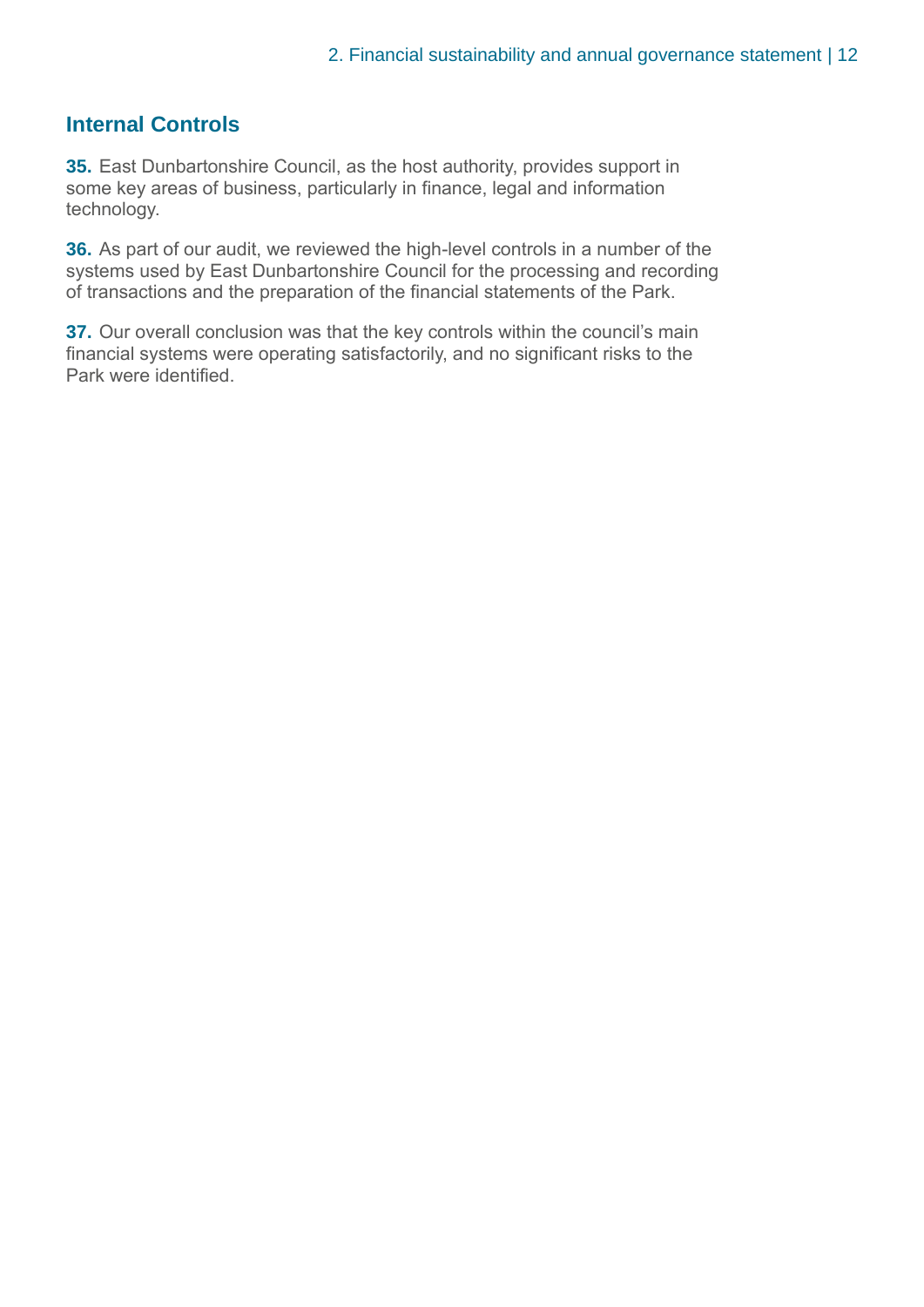## Internal Controls

**35.** East Dunbartonshire Council, as the host authority, provides support in some key areas of business, particularly in finance, legal and information technology.

**36.** As part of our audit, we reviewed the high-level controls in a number of the systems used by East Dunbartonshire Council for the processing and recording of transactions and the preparation of the financial statements of the Park.

**37.** Our overall conclusion was that the key controls within the council's main financial systems were operating satisfactorily, and no significant risks to the Park were identified.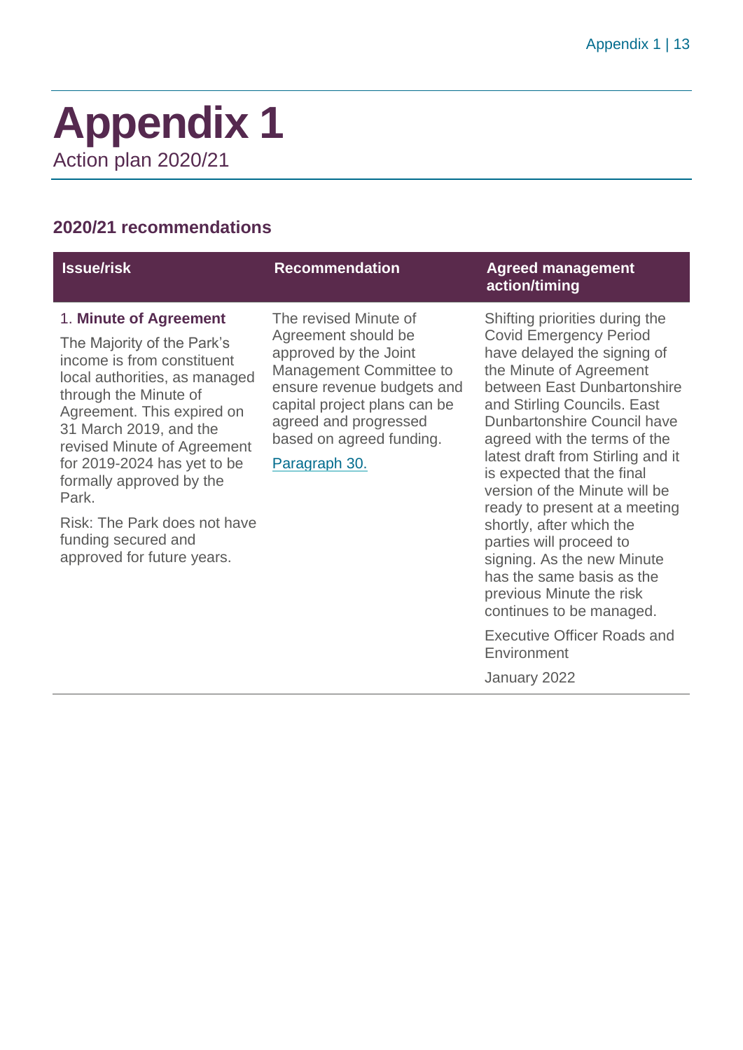# Appendix 1

Action plan 2020/21

## 2020/21 recommendations

| Issue/risk | Recommendation | Agreed management action/timing |
|---|---|---|
| 1. **Minute of Agreement**<br><br>The Majority of the Park's income is from constituent local authorities, as managed through the Minute of Agreement. This expired on 31 March 2019, and the revised Minute of Agreement for 2019-2024 has yet to be formally approved by the Park.<br><br>Risk: The Park does not have funding secured and approved for future years. | The revised Minute of Agreement should be approved by the Joint Management Committee to ensure revenue budgets and capital project plans can be agreed and progressed based on agreed funding.<br><br>Paragraph 30. | Shifting priorities during the Covid Emergency Period have delayed the signing of the Minute of Agreement between East Dunbartonshire and Stirling Councils. East Dunbartonshire Council have agreed with the terms of the latest draft from Stirling and it is expected that the final version of the Minute will be ready to present at a meeting shortly, after which the parties will proceed to signing. As the new Minute has the same basis as the previous Minute the risk continues to be managed.<br><br>Executive Officer Roads and Environment<br><br>January 2022 |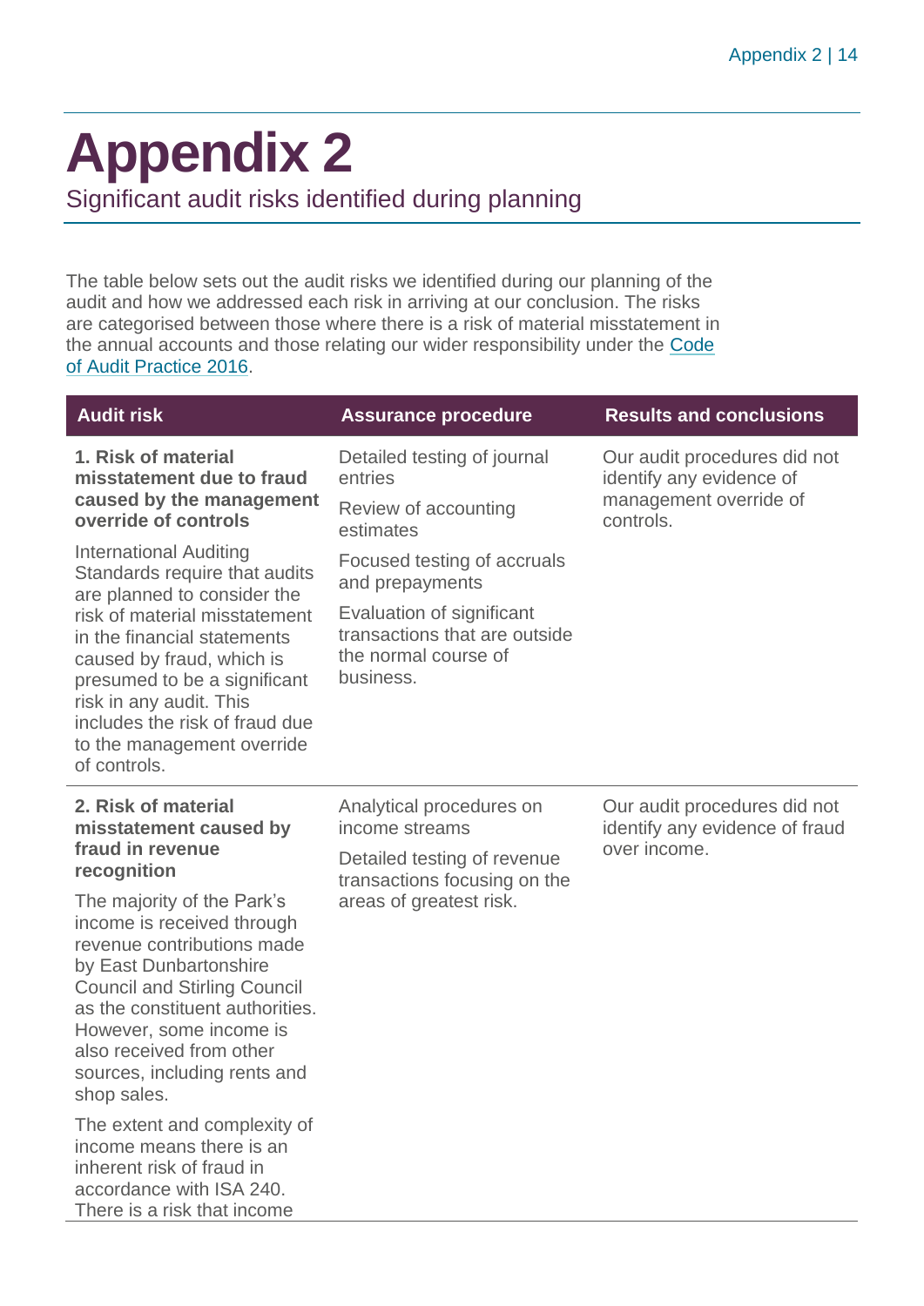# Appendix 2

Significant audit risks identified during planning

The table below sets out the audit risks we identified during our planning of the audit and how we addressed each risk in arriving at our conclusion. The risks are categorised between those where there is a risk of material misstatement in the annual accounts and those relating our wider responsibility under the Code of Audit Practice 2016.

| Audit risk | Assurance procedure | Results and conclusions |
|---|---|---|
| **1. Risk of material misstatement due to fraud caused by the management override of controls**<br><br>International Auditing Standards require that audits are planned to consider the risk of material misstatement in the financial statements caused by fraud, which is presumed to be a significant risk in any audit. This includes the risk of fraud due to the management override of controls. | Detailed testing of journal entries<br><br>Review of accounting estimates<br><br>Focused testing of accruals and prepayments<br><br>Evaluation of significant transactions that are outside the normal course of business. | Our audit procedures did not identify any evidence of management override of controls. |
| **2. Risk of material misstatement caused by fraud in revenue recognition**<br><br>The majority of the Park's income is received through revenue contributions made by East Dunbartonshire Council and Stirling Council as the constituent authorities. However, some income is also received from other sources, including rents and shop sales.<br><br>The extent and complexity of income means there is an inherent risk of fraud in accordance with ISA 240. There is a risk that income | Analytical procedures on income streams<br><br>Detailed testing of revenue transactions focusing on the areas of greatest risk. | Our audit procedures did not identify any evidence of fraud over income. |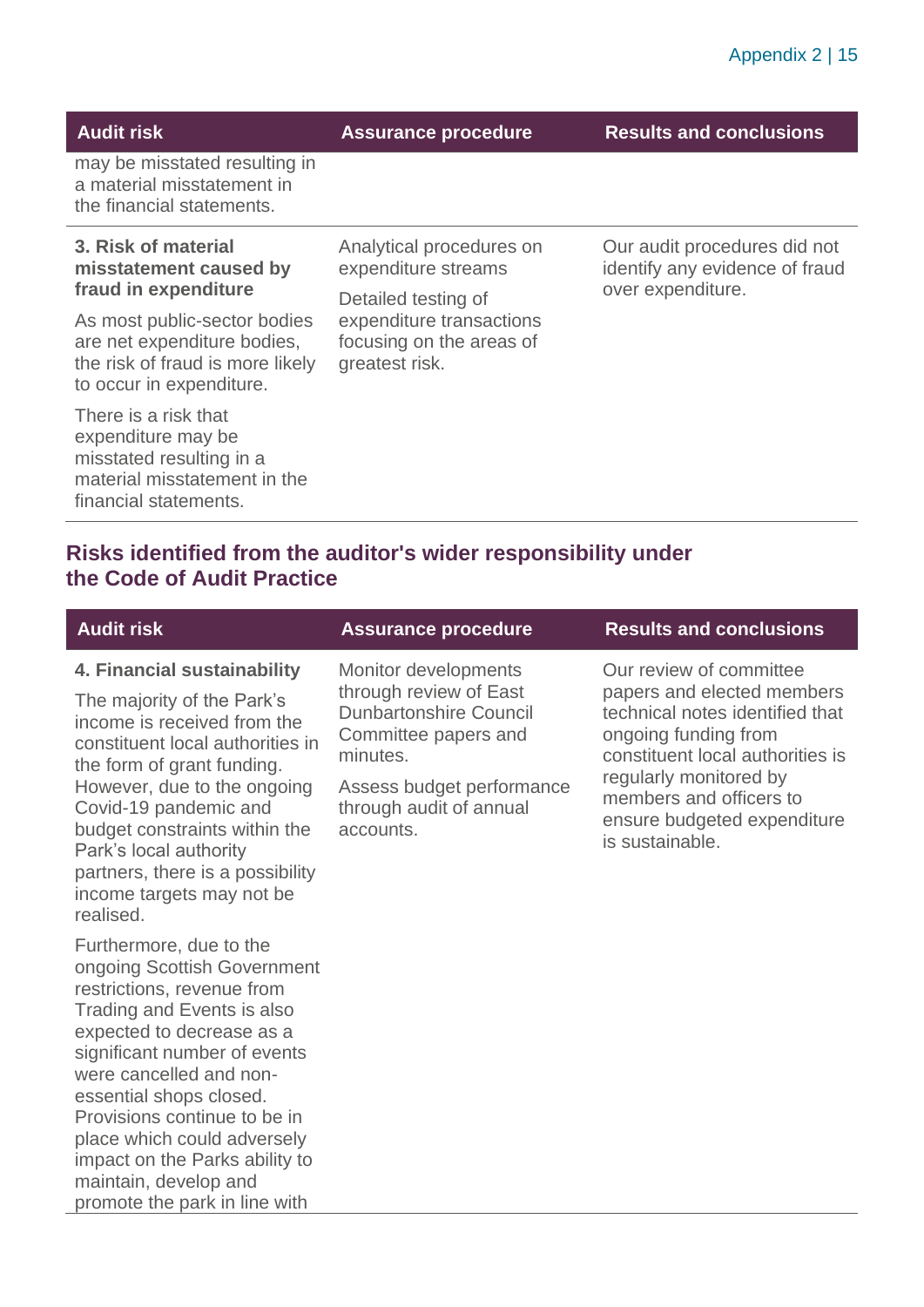| Audit risk | Assurance procedure | Results and conclusions |
|---|---|---|
| may be misstated resulting in a material misstatement in the financial statements. | | |
| **3. Risk of material misstatement caused by fraud in expenditure**<br>As most public-sector bodies are net expenditure bodies, the risk of fraud is more likely to occur in expenditure.<br>There is a risk that expenditure may be misstated resulting in a material misstatement in the financial statements. | Analytical procedures on expenditure streams<br>Detailed testing of expenditure transactions focusing on the areas of greatest risk. | Our audit procedures did not identify any evidence of fraud over expenditure. |

## Risks identified from the auditor's wider responsibility under the Code of Audit Practice

| Audit risk | Assurance procedure | Results and conclusions |
|---|---|---|
| **4. Financial sustainability**<br>The majority of the Park's income is received from the constituent local authorities in the form of grant funding. However, due to the ongoing Covid-19 pandemic and budget constraints within the Park's local authority partners, there is a possibility income targets may not be realised.<br>Furthermore, due to the ongoing Scottish Government restrictions, revenue from Trading and Events is also expected to decrease as a significant number of events were cancelled and non-essential shops closed. Provisions continue to be in place which could adversely impact on the Parks ability to maintain, develop and promote the park in line with | Monitor developments through review of East Dunbartonshire Council Committee papers and minutes.<br>Assess budget performance through audit of annual accounts. | Our review of committee papers and elected members technical notes identified that ongoing funding from constituent local authorities is regularly monitored by members and officers to ensure budgeted expenditure is sustainable. |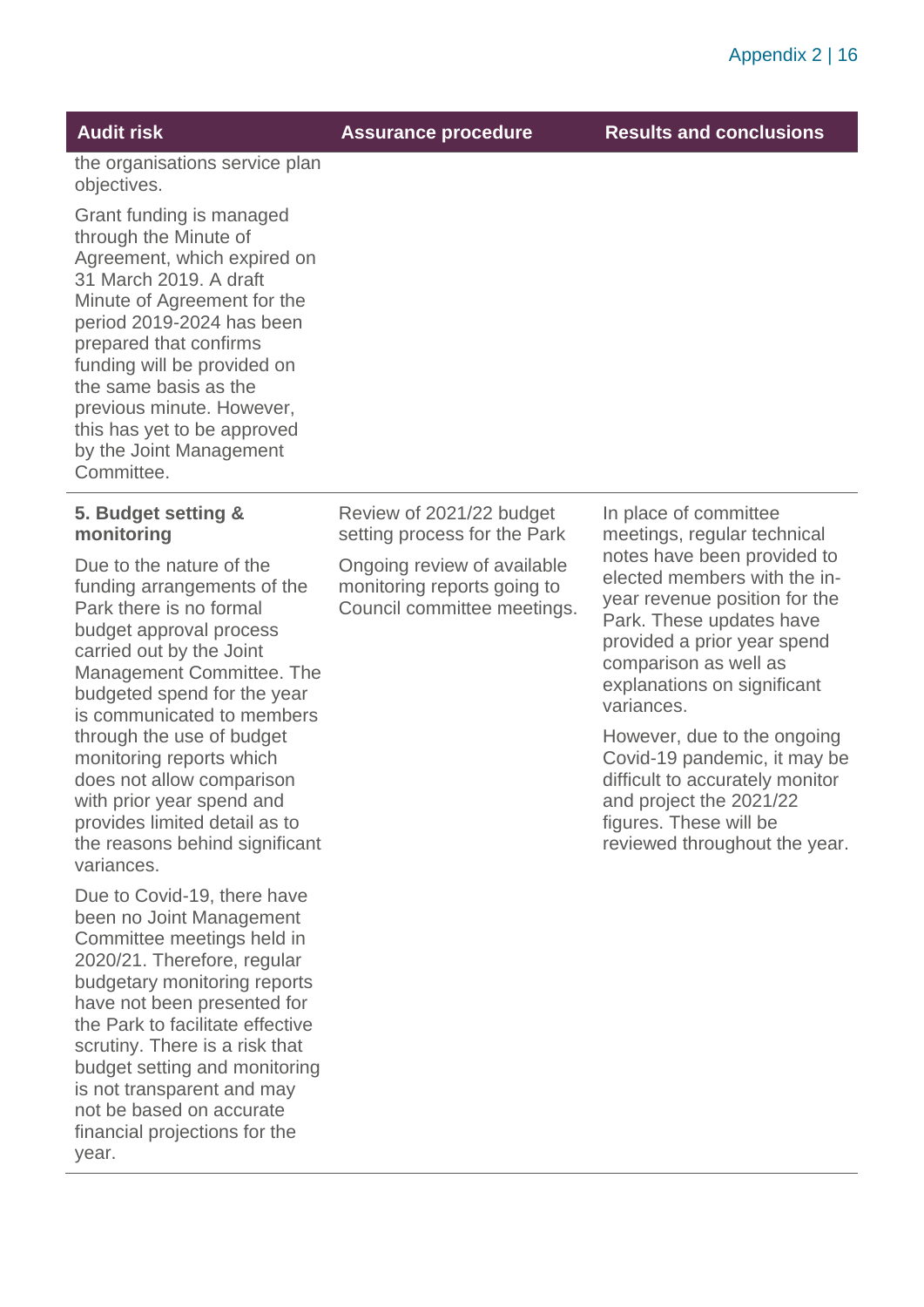| Audit risk | Assurance procedure | Results and conclusions |
| --- | --- | --- |
| the organisations service plan objectives.<br><br>Grant funding is managed through the Minute of Agreement, which expired on 31 March 2019. A draft Minute of Agreement for the period 2019-2024 has been prepared that confirms funding will be provided on the same basis as the previous minute. However, this has yet to be approved by the Joint Management Committee. | | |
| **5. Budget setting & monitoring**<br><br>Due to the nature of the funding arrangements of the Park there is no formal budget approval process carried out by the Joint Management Committee. The budgeted spend for the year is communicated to members through the use of budget monitoring reports which does not allow comparison with prior year spend and provides limited detail as to the reasons behind significant variances.<br><br>Due to Covid-19, there have been no Joint Management Committee meetings held in 2020/21. Therefore, regular budgetary monitoring reports have not been presented for the Park to facilitate effective scrutiny. There is a risk that budget setting and monitoring is not transparent and may not be based on accurate financial projections for the year. | Review of 2021/22 budget setting process for the Park<br><br>Ongoing review of available monitoring reports going to Council committee meetings. | In place of committee meetings, regular technical notes have been provided to elected members with the in-year revenue position for the Park. These updates have provided a prior year spend comparison as well as explanations on significant variances.<br><br>However, due to the ongoing Covid-19 pandemic, it may be difficult to accurately monitor and project the 2021/22 figures. These will be reviewed throughout the year. |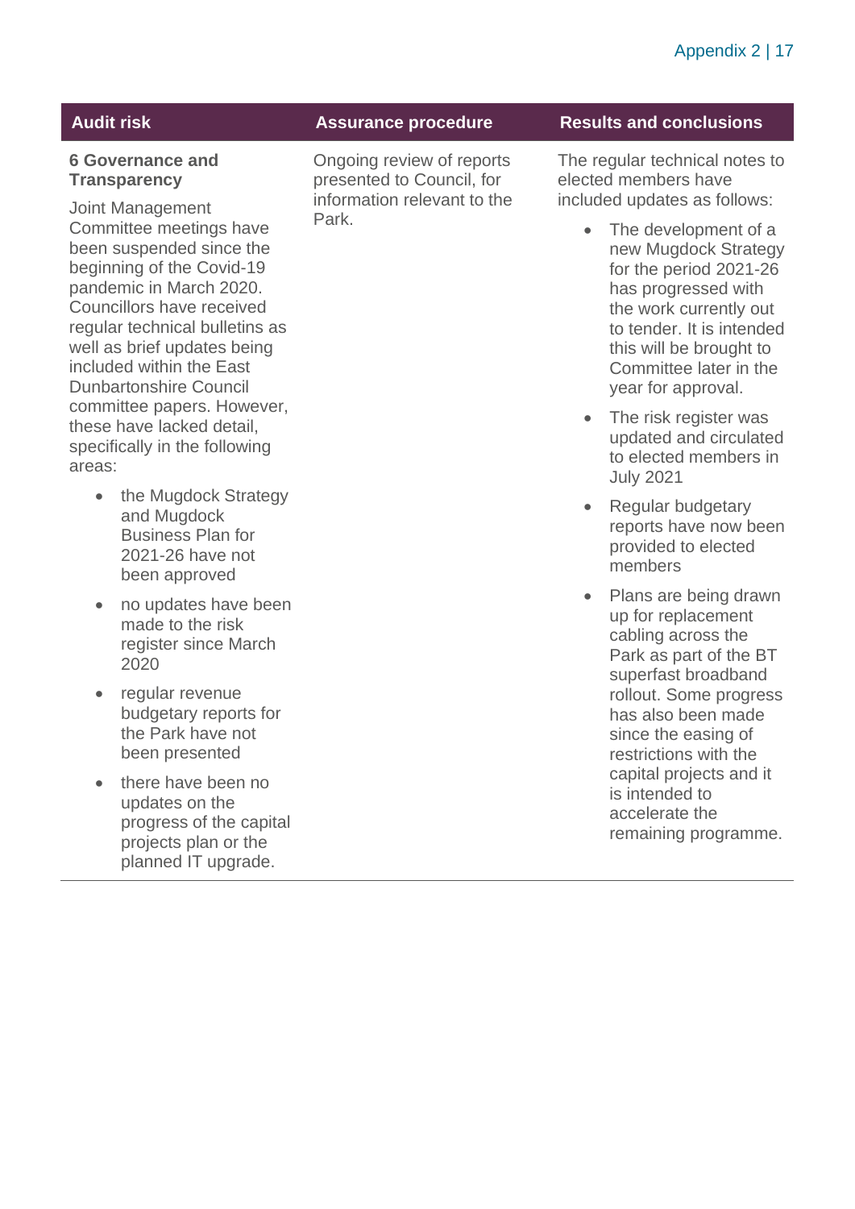| Audit risk | Assurance procedure | Results and conclusions |
| --- | --- | --- |
| **6 Governance and Transparency**<br><br>Joint Management Committee meetings have been suspended since the beginning of the Covid-19 pandemic in March 2020. Councillors have received regular technical bulletins as well as brief updates being included within the East Dunbartonshire Council committee papers. However, these have lacked detail, specifically in the following areas:<br><br>• the Mugdock Strategy and Mugdock Business Plan for 2021-26 have not been approved<br>• no updates have been made to the risk register since March 2020<br>• regular revenue budgetary reports for the Park have not been presented<br>• there have been no updates on the progress of the capital projects plan or the planned IT upgrade. | Ongoing review of reports presented to Council, for information relevant to the Park. | The regular technical notes to elected members have included updates as follows:<br><br>• The development of a new Mugdock Strategy for the period 2021-26 has progressed with the work currently out to tender. It is intended this will be brought to Committee later in the year for approval.<br>• The risk register was updated and circulated to elected members in July 2021<br>• Regular budgetary reports have now been provided to elected members<br>• Plans are being drawn up for replacement cabling across the Park as part of the BT superfast broadband rollout. Some progress has also been made since the easing of restrictions with the capital projects and it is intended to accelerate the remaining programme. |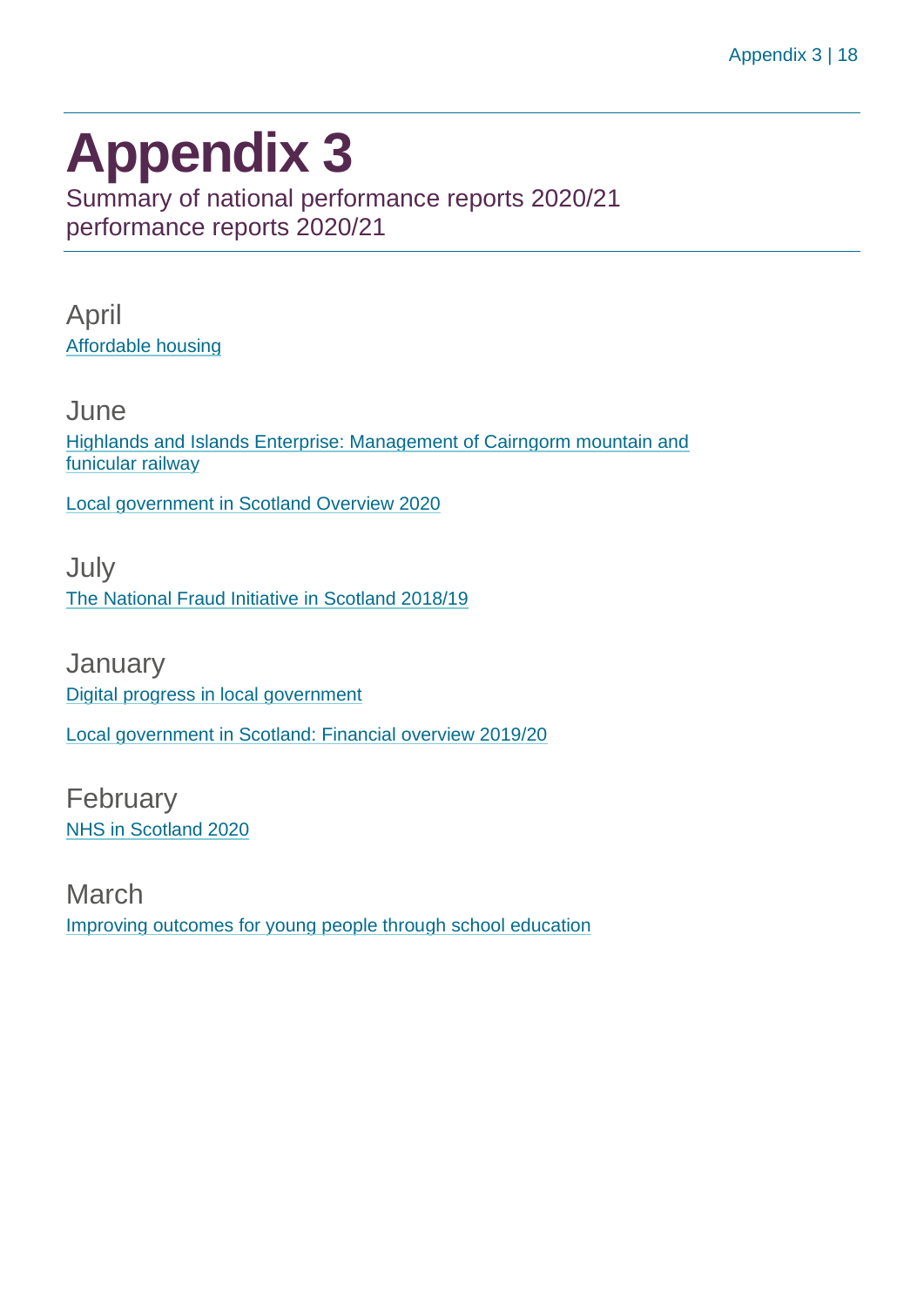# Appendix 3

Summary of national performance reports 2020/21
performance reports 2020/21

## April

Affordable housing

## June

Highlands and Islands Enterprise: Management of Cairngorm mountain and funicular railway

Local government in Scotland Overview 2020

## July

The National Fraud Initiative in Scotland 2018/19

## January

Digital progress in local government

Local government in Scotland: Financial overview 2019/20

## February

NHS in Scotland 2020

## March

Improving outcomes for young people through school education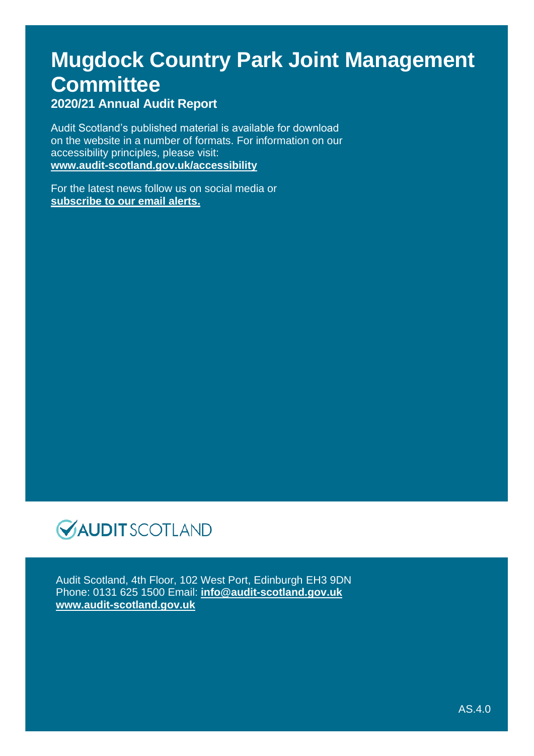# Mugdock Country Park Joint Management Committee

## 2020/21 Annual Audit Report

Audit Scotland's published material is available for download on the website in a number of formats. For information on our accessibility principles, please visit: **www.audit-scotland.gov.uk/accessibility**

For the latest news follow us on social media or **subscribe to our email alerts.**

AUDIT SCOTLAND

Audit Scotland, 4th Floor, 102 West Port, Edinburgh EH3 9DN
Phone: 0131 625 1500 Email: **info@audit-scotland.gov.uk**
**www.audit-scotland.gov.uk**

AS.4.0